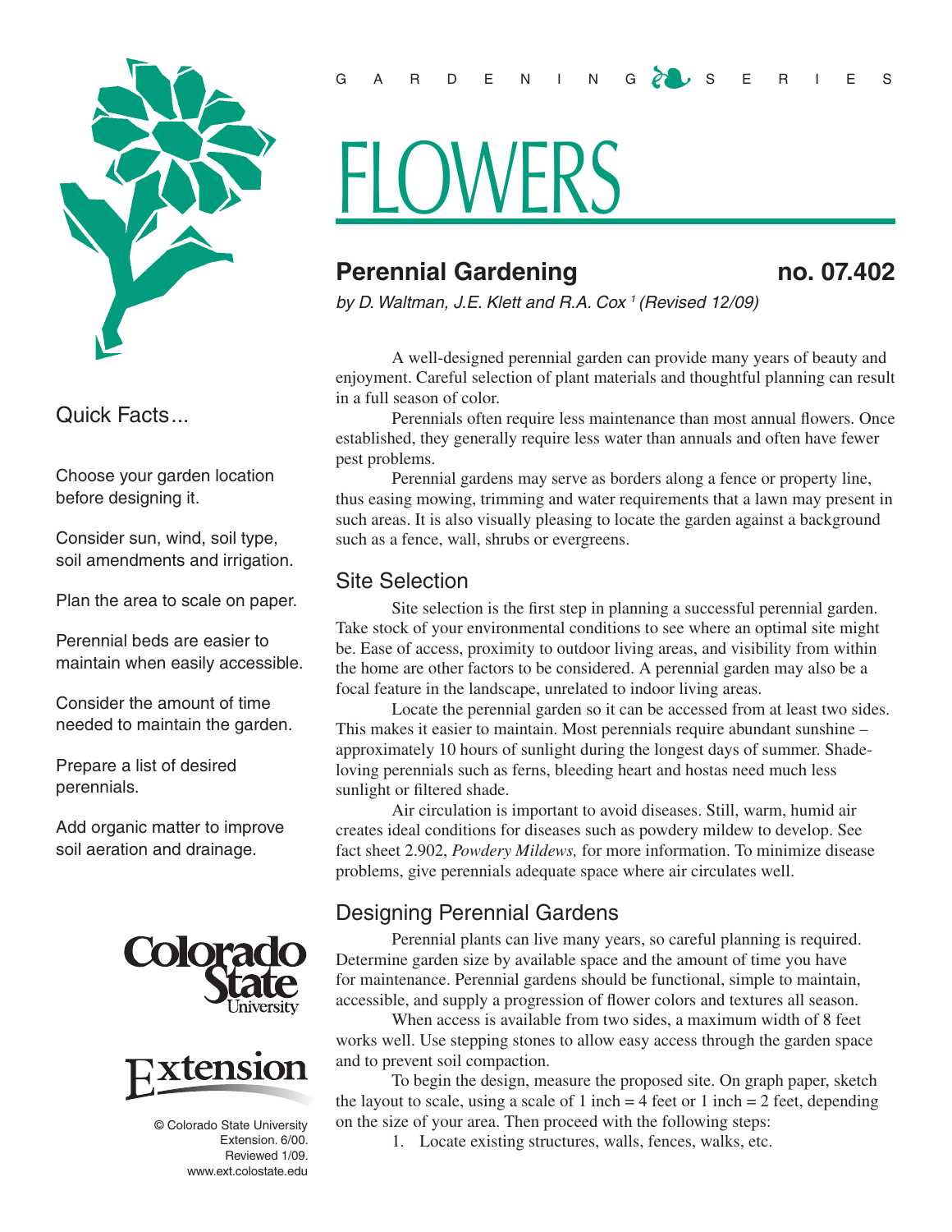GARDENING SERIES

# FLOWERS

## Perennial Gardening — no. 07.402

*by D. Waltman, J.E. Klett and R.A. Cox [1] (Revised 12/09)*

### Quick Facts...

Choose your garden location before designing it.

Consider sun, wind, soil type, soil amendments and irrigation.

Plan the area to scale on paper.

Perennial beds are easier to maintain when easily accessible.

Consider the amount of time needed to maintain the garden.

Prepare a list of desired perennials.

Add organic matter to improve soil aeration and drainage.

© Colorado State University Extension. 6/00. Reviewed 1/09. www.ext.colostate.edu

A well-designed perennial garden can provide many years of beauty and enjoyment. Careful selection of plant materials and thoughtful planning can result in a full season of color.

Perennials often require less maintenance than most annual flowers. Once established, they generally require less water than annuals and often have fewer pest problems.

Perennial gardens may serve as borders along a fence or property line, thus easing mowing, trimming and water requirements that a lawn may present in such areas. It is also visually pleasing to locate the garden against a background such as a fence, wall, shrubs or evergreens.

### Site Selection

Site selection is the first step in planning a successful perennial garden. Take stock of your environmental conditions to see where an optimal site might be. Ease of access, proximity to outdoor living areas, and visibility from within the home are other factors to be considered. A perennial garden may also be a focal feature in the landscape, unrelated to indoor living areas.

Locate the perennial garden so it can be accessed from at least two sides. This makes it easier to maintain. Most perennials require abundant sunshine – approximately 10 hours of sunlight during the longest days of summer. Shade-loving perennials such as ferns, bleeding heart and hostas need much less sunlight or filtered shade.

Air circulation is important to avoid diseases. Still, warm, humid air creates ideal conditions for diseases such as powdery mildew to develop. See fact sheet 2.902, *Powdery Mildews,* for more information. To minimize disease problems, give perennials adequate space where air circulates well.

### Designing Perennial Gardens

Perennial plants can live many years, so careful planning is required. Determine garden size by available space and the amount of time you have for maintenance. Perennial gardens should be functional, simple to maintain, accessible, and supply a progression of flower colors and textures all season.

When access is available from two sides, a maximum width of 8 feet works well. Use stepping stones to allow easy access through the garden space and to prevent soil compaction.

To begin the design, measure the proposed site. On graph paper, sketch the layout to scale, using a scale of 1 inch = 4 feet or 1 inch = 2 feet, depending on the size of your area. Then proceed with the following steps:

1. Locate existing structures, walls, fences, walks, etc.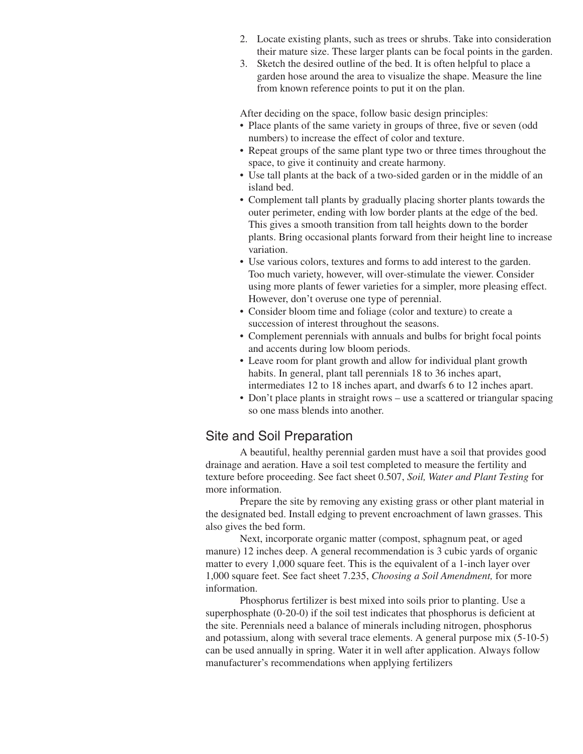2. Locate existing plants, such as trees or shrubs. Take into consideration their mature size. These larger plants can be focal points in the garden.
3. Sketch the desired outline of the bed. It is often helpful to place a garden hose around the area to visualize the shape. Measure the line from known reference points to put it on the plan.

After deciding on the space, follow basic design principles:

- Place plants of the same variety in groups of three, five or seven (odd numbers) to increase the effect of color and texture.
- Repeat groups of the same plant type two or three times throughout the space, to give it continuity and create harmony.
- Use tall plants at the back of a two-sided garden or in the middle of an island bed.
- Complement tall plants by gradually placing shorter plants towards the outer perimeter, ending with low border plants at the edge of the bed. This gives a smooth transition from tall heights down to the border plants. Bring occasional plants forward from their height line to increase variation.
- Use various colors, textures and forms to add interest to the garden. Too much variety, however, will over-stimulate the viewer. Consider using more plants of fewer varieties for a simpler, more pleasing effect. However, don't overuse one type of perennial.
- Consider bloom time and foliage (color and texture) to create a succession of interest throughout the seasons.
- Complement perennials with annuals and bulbs for bright focal points and accents during low bloom periods.
- Leave room for plant growth and allow for individual plant growth habits. In general, plant tall perennials 18 to 36 inches apart, intermediates 12 to 18 inches apart, and dwarfs 6 to 12 inches apart.
- Don't place plants in straight rows – use a scattered or triangular spacing so one mass blends into another.

## Site and Soil Preparation

A beautiful, healthy perennial garden must have a soil that provides good drainage and aeration. Have a soil test completed to measure the fertility and texture before proceeding. See fact sheet 0.507, *Soil, Water and Plant Testing* for more information.

Prepare the site by removing any existing grass or other plant material in the designated bed. Install edging to prevent encroachment of lawn grasses. This also gives the bed form.

Next, incorporate organic matter (compost, sphagnum peat, or aged manure) 12 inches deep. A general recommendation is 3 cubic yards of organic matter to every 1,000 square feet. This is the equivalent of a 1-inch layer over 1,000 square feet. See fact sheet 7.235, *Choosing a Soil Amendment,* for more information.

Phosphorus fertilizer is best mixed into soils prior to planting. Use a superphosphate (0-20-0) if the soil test indicates that phosphorus is deficient at the site. Perennials need a balance of minerals including nitrogen, phosphorus and potassium, along with several trace elements. A general purpose mix (5-10-5) can be used annually in spring. Water it in well after application. Always follow manufacturer's recommendations when applying fertilizers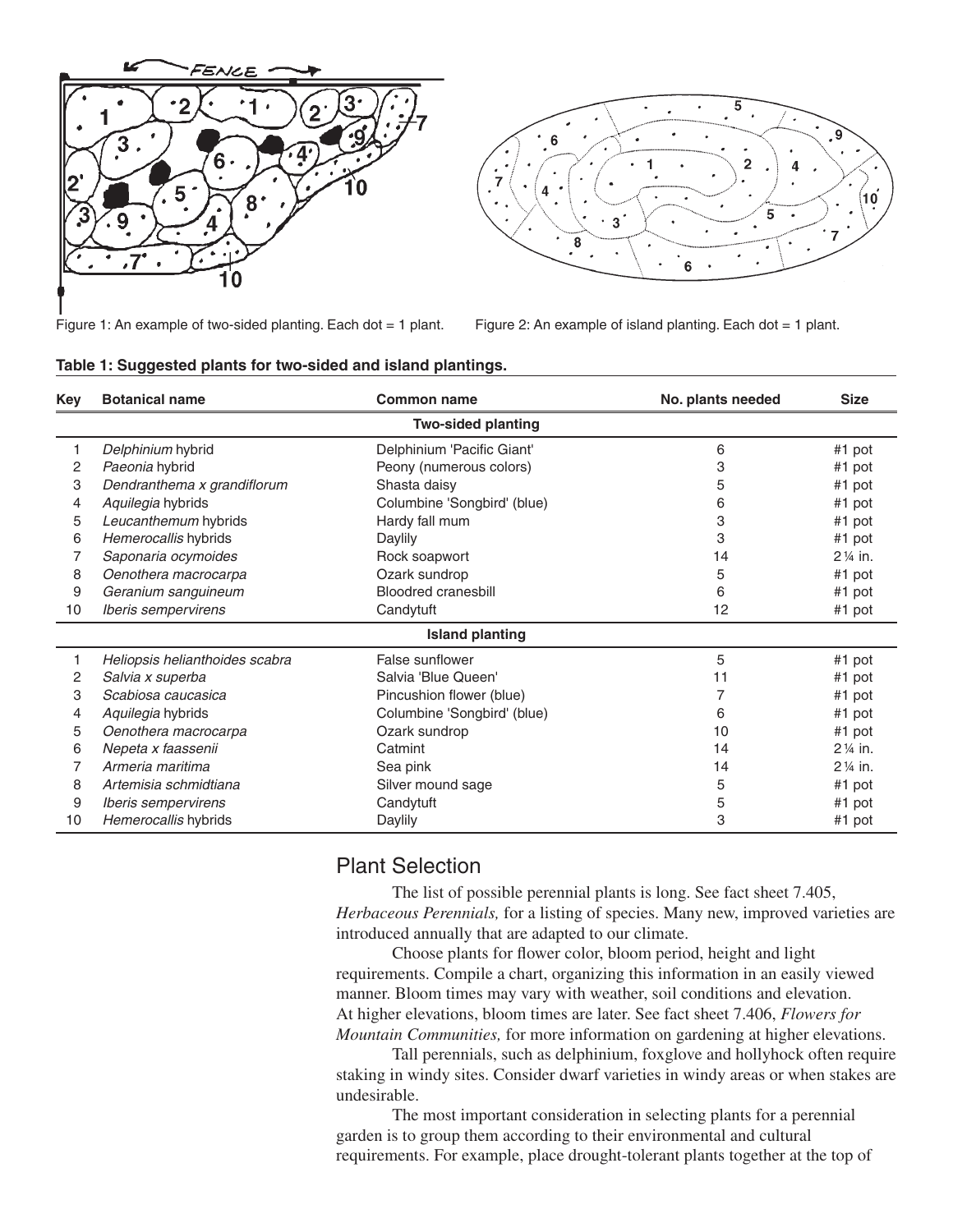Figure 1: An example of two-sided planting. Each dot = 1 plant.

Figure 2: An example of island planting. Each dot = 1 plant.

**Table 1: Suggested plants for two-sided and island plantings.**

| Key | Botanical name | Common name | No. plants needed | Size |
|---|---|---|---|---|
| | | **Two-sided planting** | | |
| 1 | *Delphinium* hybrid | Delphinium 'Pacific Giant' | 6 | #1 pot |
| 2 | *Paeonia* hybrid | Peony (numerous colors) | 3 | #1 pot |
| 3 | *Dendranthema x grandiflorum* | Shasta daisy | 5 | #1 pot |
| 4 | *Aquilegia* hybrids | Columbine 'Songbird' (blue) | 6 | #1 pot |
| 5 | *Leucanthemum* hybrids | Hardy fall mum | 3 | #1 pot |
| 6 | *Hemerocallis* hybrids | Daylily | 3 | #1 pot |
| 7 | *Saponaria ocymoides* | Rock soapwort | 14 | 2 ¼ in. |
| 8 | *Oenothera macrocarpa* | Ozark sundrop | 5 | #1 pot |
| 9 | *Geranium sanguineum* | Bloodred cranesbill | 6 | #1 pot |
| 10 | *Iberis sempervirens* | Candytuft | 12 | #1 pot |
| | | **Island planting** | | |
| 1 | *Heliopsis helianthoides scabra* | False sunflower | 5 | #1 pot |
| 2 | *Salvia x superba* | Salvia 'Blue Queen' | 11 | #1 pot |
| 3 | *Scabiosa caucasica* | Pincushion flower (blue) | 7 | #1 pot |
| 4 | *Aquilegia* hybrids | Columbine 'Songbird' (blue) | 6 | #1 pot |
| 5 | *Oenothera macrocarpa* | Ozark sundrop | 10 | #1 pot |
| 6 | *Nepeta x faassenii* | Catmint | 14 | 2 ¼ in. |
| 7 | *Armeria maritima* | Sea pink | 14 | 2 ¼ in. |
| 8 | *Artemisia schmidtiana* | Silver mound sage | 5 | #1 pot |
| 9 | *Iberis sempervirens* | Candytuft | 5 | #1 pot |
| 10 | *Hemerocallis* hybrids | Daylily | 3 | #1 pot |

## Plant Selection

The list of possible perennial plants is long. See fact sheet 7.405, *Herbaceous Perennials,* for a listing of species. Many new, improved varieties are introduced annually that are adapted to our climate.

Choose plants for flower color, bloom period, height and light requirements. Compile a chart, organizing this information in an easily viewed manner. Bloom times may vary with weather, soil conditions and elevation. At higher elevations, bloom times are later. See fact sheet 7.406, *Flowers for Mountain Communities,* for more information on gardening at higher elevations.

Tall perennials, such as delphinium, foxglove and hollyhock often require staking in windy sites. Consider dwarf varieties in windy areas or when stakes are undesirable.

The most important consideration in selecting plants for a perennial garden is to group them according to their environmental and cultural requirements. For example, place drought-tolerant plants together at the top of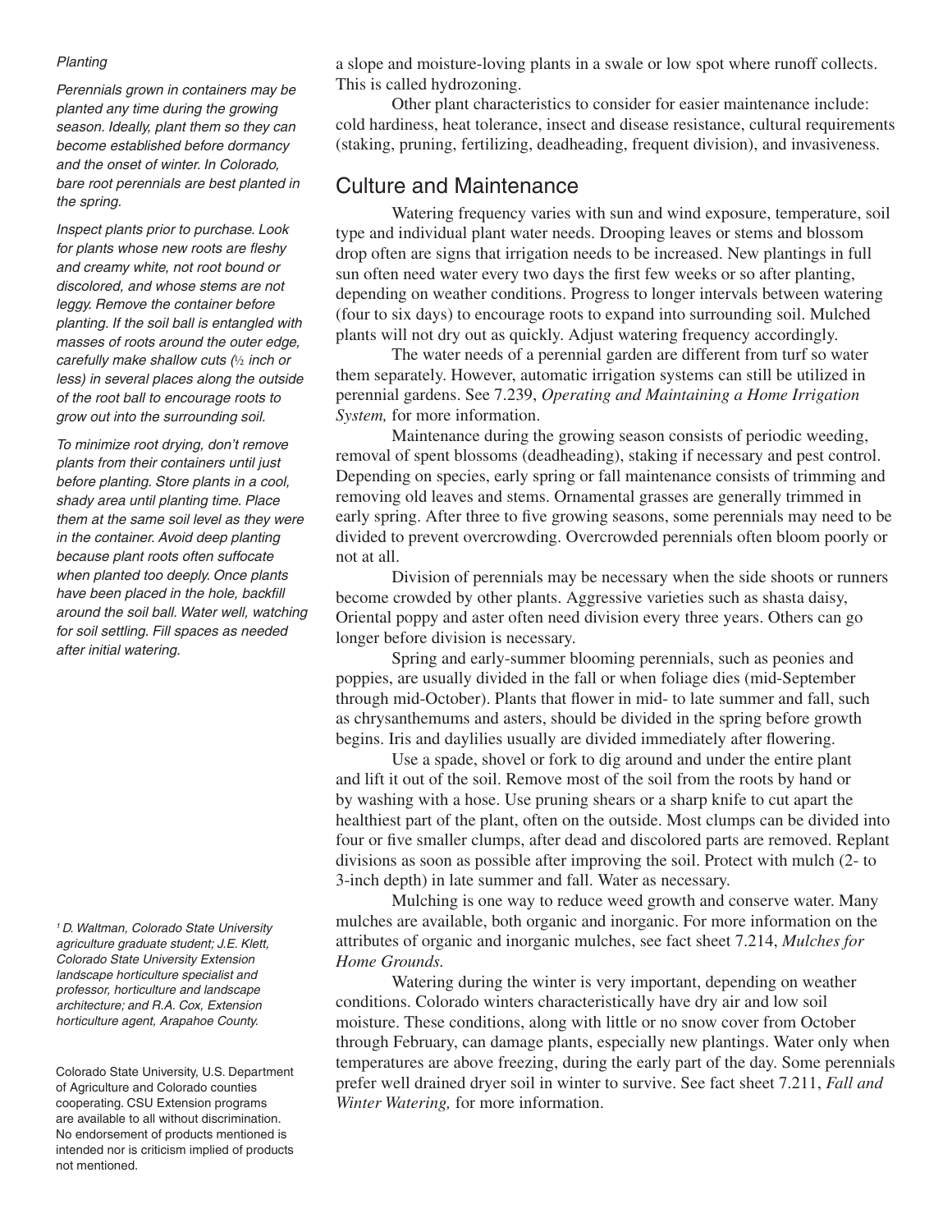*Planting*

*Perennials grown in containers may be planted any time during the growing season. Ideally, plant them so they can become established before dormancy and the onset of winter. In Colorado, bare root perennials are best planted in the spring.*

*Inspect plants prior to purchase. Look for plants whose new roots are fleshy and creamy white, not root bound or discolored, and whose stems are not leggy. Remove the container before planting. If the soil ball is entangled with masses of roots around the outer edge, carefully make shallow cuts (½ inch or less) in several places along the outside of the root ball to encourage roots to grow out into the surrounding soil.*

*To minimize root drying, don't remove plants from their containers until just before planting. Store plants in a cool, shady area until planting time. Place them at the same soil level as they were in the container. Avoid deep planting because plant roots often suffocate when planted too deeply. Once plants have been placed in the hole, backfill around the soil ball. Water well, watching for soil settling. Fill spaces as needed after initial watering.*

a slope and moisture-loving plants in a swale or low spot where runoff collects. This is called hydrozoning.

Other plant characteristics to consider for easier maintenance include: cold hardiness, heat tolerance, insect and disease resistance, cultural requirements (staking, pruning, fertilizing, deadheading, frequent division), and invasiveness.

## Culture and Maintenance

Watering frequency varies with sun and wind exposure, temperature, soil type and individual plant water needs. Drooping leaves or stems and blossom drop often are signs that irrigation needs to be increased. New plantings in full sun often need water every two days the first few weeks or so after planting, depending on weather conditions. Progress to longer intervals between watering (four to six days) to encourage roots to expand into surrounding soil. Mulched plants will not dry out as quickly. Adjust watering frequency accordingly.

The water needs of a perennial garden are different from turf so water them separately. However, automatic irrigation systems can still be utilized in perennial gardens. See 7.239, *Operating and Maintaining a Home Irrigation System,* for more information.

Maintenance during the growing season consists of periodic weeding, removal of spent blossoms (deadheading), staking if necessary and pest control. Depending on species, early spring or fall maintenance consists of trimming and removing old leaves and stems. Ornamental grasses are generally trimmed in early spring. After three to five growing seasons, some perennials may need to be divided to prevent overcrowding. Overcrowded perennials often bloom poorly or not at all.

Division of perennials may be necessary when the side shoots or runners become crowded by other plants. Aggressive varieties such as shasta daisy, Oriental poppy and aster often need division every three years. Others can go longer before division is necessary.

Spring and early-summer blooming perennials, such as peonies and poppies, are usually divided in the fall or when foliage dies (mid-September through mid-October). Plants that flower in mid- to late summer and fall, such as chrysanthemums and asters, should be divided in the spring before growth begins. Iris and daylilies usually are divided immediately after flowering.

Use a spade, shovel or fork to dig around and under the entire plant and lift it out of the soil. Remove most of the soil from the roots by hand or by washing with a hose. Use pruning shears or a sharp knife to cut apart the healthiest part of the plant, often on the outside. Most clumps can be divided into four or five smaller clumps, after dead and discolored parts are removed. Replant divisions as soon as possible after improving the soil. Protect with mulch (2- to 3-inch depth) in late summer and fall. Water as necessary.

Mulching is one way to reduce weed growth and conserve water. Many mulches are available, both organic and inorganic. For more information on the attributes of organic and inorganic mulches, see fact sheet 7.214, *Mulches for Home Grounds.*

Watering during the winter is very important, depending on weather conditions. Colorado winters characteristically have dry air and low soil moisture. These conditions, along with little or no snow cover from October through February, can damage plants, especially new plantings. Water only when temperatures are above freezing, during the early part of the day. Some perennials prefer well drained dryer soil in winter to survive. See fact sheet 7.211, *Fall and Winter Watering,* for more information.

*[1] D. Waltman, Colorado State University agriculture graduate student; J.E. Klett, Colorado State University Extension landscape horticulture specialist and professor, horticulture and landscape architecture; and R.A. Cox, Extension horticulture agent, Arapahoe County.*

Colorado State University, U.S. Department of Agriculture and Colorado counties cooperating. CSU Extension programs are available to all without discrimination. No endorsement of products mentioned is intended nor is criticism implied of products not mentioned.